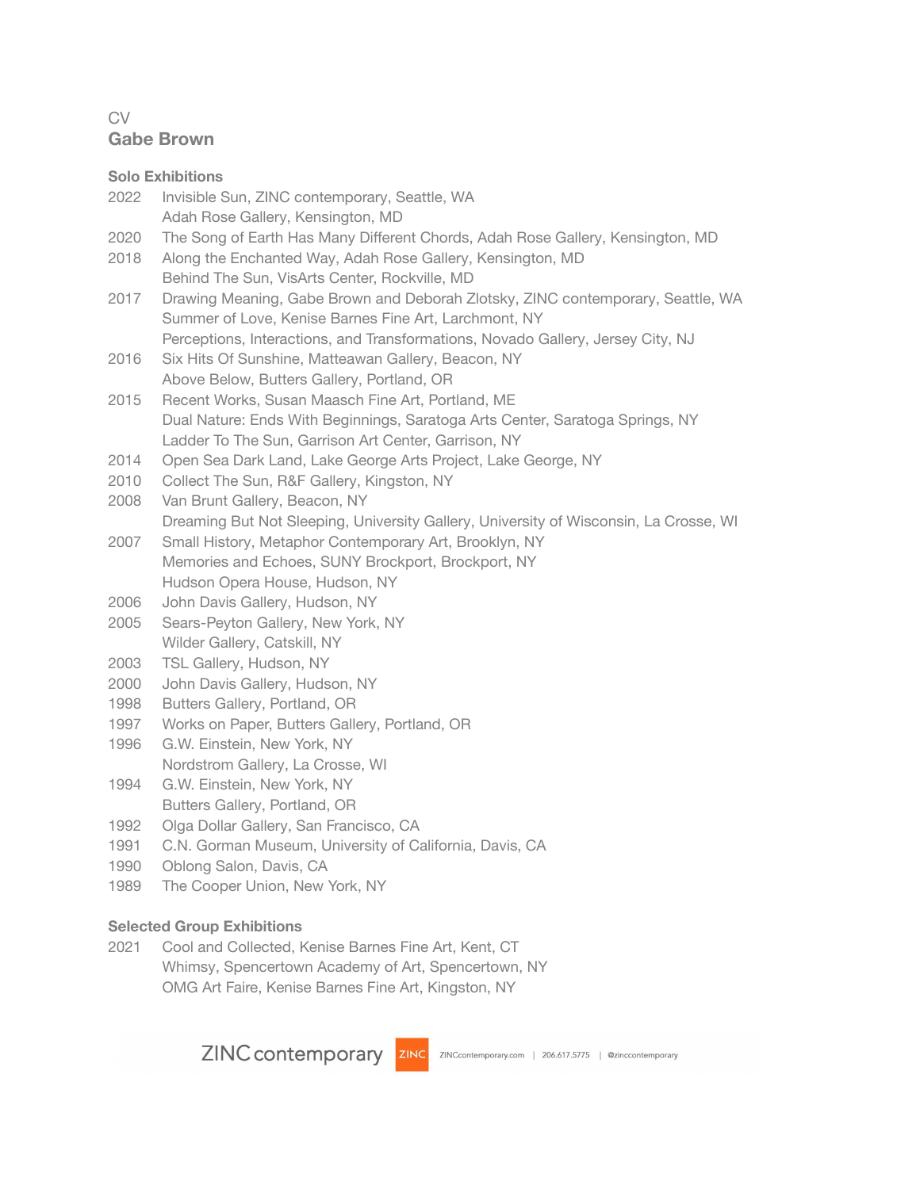CV

# Gabe Brown

## Solo Exhibitions

2022 Invisible Sun, ZINC contemporary, Seattle, WA
Adah Rose Gallery, Kensington, MD
2020 The Song of Earth Has Many Different Chords, Adah Rose Gallery, Kensington, MD
2018 Along the Enchanted Way, Adah Rose Gallery, Kensington, MD
Behind The Sun, VisArts Center, Rockville, MD
2017 Drawing Meaning, Gabe Brown and Deborah Zlotsky, ZINC contemporary, Seattle, WA
Summer of Love, Kenise Barnes Fine Art, Larchmont, NY
Perceptions, Interactions, and Transformations, Novado Gallery, Jersey City, NJ
2016 Six Hits Of Sunshine, Matteawan Gallery, Beacon, NY
Above Below, Butters Gallery, Portland, OR
2015 Recent Works, Susan Maasch Fine Art, Portland, ME
Dual Nature: Ends With Beginnings, Saratoga Arts Center, Saratoga Springs, NY
Ladder To The Sun, Garrison Art Center, Garrison, NY
2014 Open Sea Dark Land, Lake George Arts Project, Lake George, NY
2010 Collect The Sun, R&F Gallery, Kingston, NY
2008 Van Brunt Gallery, Beacon, NY
Dreaming But Not Sleeping, University Gallery, University of Wisconsin, La Crosse, WI
2007 Small History, Metaphor Contemporary Art, Brooklyn, NY
Memories and Echoes, SUNY Brockport, Brockport, NY
Hudson Opera House, Hudson, NY
2006 John Davis Gallery, Hudson, NY
2005 Sears-Peyton Gallery, New York, NY
Wilder Gallery, Catskill, NY
2003 TSL Gallery, Hudson, NY
2000 John Davis Gallery, Hudson, NY
1998 Butters Gallery, Portland, OR
1997 Works on Paper, Butters Gallery, Portland, OR
1996 G.W. Einstein, New York, NY
Nordstrom Gallery, La Crosse, WI
1994 G.W. Einstein, New York, NY
Butters Gallery, Portland, OR
1992 Olga Dollar Gallery, San Francisco, CA
1991 C.N. Gorman Museum, University of California, Davis, CA
1990 Oblong Salon, Davis, CA
1989 The Cooper Union, New York, NY

## Selected Group Exhibitions

2021 Cool and Collected, Kenise Barnes Fine Art, Kent, CT
Whimsy, Spencertown Academy of Art, Spencertown, NY
OMG Art Faire, Kenise Barnes Fine Art, Kingston, NY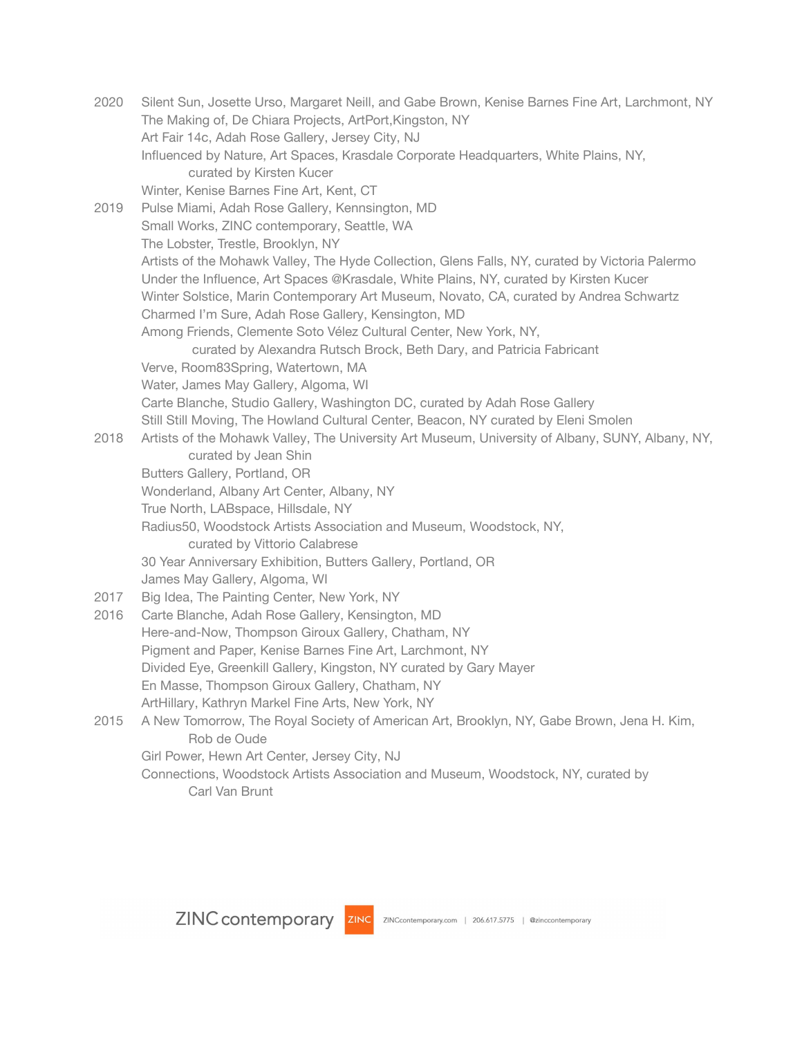2020 Silent Sun, Josette Urso, Margaret Neill, and Gabe Brown, Kenise Barnes Fine Art, Larchmont, NY
The Making of, De Chiara Projects, ArtPort,Kingston, NY
Art Fair 14c, Adah Rose Gallery, Jersey City, NJ
Influenced by Nature, Art Spaces, Krasdale Corporate Headquarters, White Plains, NY, curated by Kirsten Kucer
Winter, Kenise Barnes Fine Art, Kent, CT

2019 Pulse Miami, Adah Rose Gallery, Kennsington, MD
Small Works, ZINC contemporary, Seattle, WA
The Lobster, Trestle, Brooklyn, NY
Artists of the Mohawk Valley, The Hyde Collection, Glens Falls, NY, curated by Victoria Palermo
Under the Influence, Art Spaces @Krasdale, White Plains, NY, curated by Kirsten Kucer
Winter Solstice, Marin Contemporary Art Museum, Novato, CA, curated by Andrea Schwartz
Charmed I'm Sure, Adah Rose Gallery, Kensington, MD
Among Friends, Clemente Soto Vélez Cultural Center, New York, NY, curated by Alexandra Rutsch Brock, Beth Dary, and Patricia Fabricant
Verve, Room83Spring, Watertown, MA
Water, James May Gallery, Algoma, WI
Carte Blanche, Studio Gallery, Washington DC, curated by Adah Rose Gallery
Still Still Moving, The Howland Cultural Center, Beacon, NY curated by Eleni Smolen

2018 Artists of the Mohawk Valley, The University Art Museum, University of Albany, SUNY, Albany, NY, curated by Jean Shin
Butters Gallery, Portland, OR
Wonderland, Albany Art Center, Albany, NY
True North, LABspace, Hillsdale, NY
Radius50, Woodstock Artists Association and Museum, Woodstock, NY, curated by Vittorio Calabrese
30 Year Anniversary Exhibition, Butters Gallery, Portland, OR
James May Gallery, Algoma, WI

2017 Big Idea, The Painting Center, New York, NY

2016 Carte Blanche, Adah Rose Gallery, Kensington, MD
Here-and-Now, Thompson Giroux Gallery, Chatham, NY
Pigment and Paper, Kenise Barnes Fine Art, Larchmont, NY
Divided Eye, Greenkill Gallery, Kingston, NY curated by Gary Mayer
En Masse, Thompson Giroux Gallery, Chatham, NY
ArtHillary, Kathryn Markel Fine Arts, New York, NY

2015 A New Tomorrow, The Royal Society of American Art, Brooklyn, NY, Gabe Brown, Jena H. Kim, Rob de Oude
Girl Power, Hewn Art Center, Jersey City, NJ
Connections, Woodstock Artists Association and Museum, Woodstock, NY, curated by Carl Van Brunt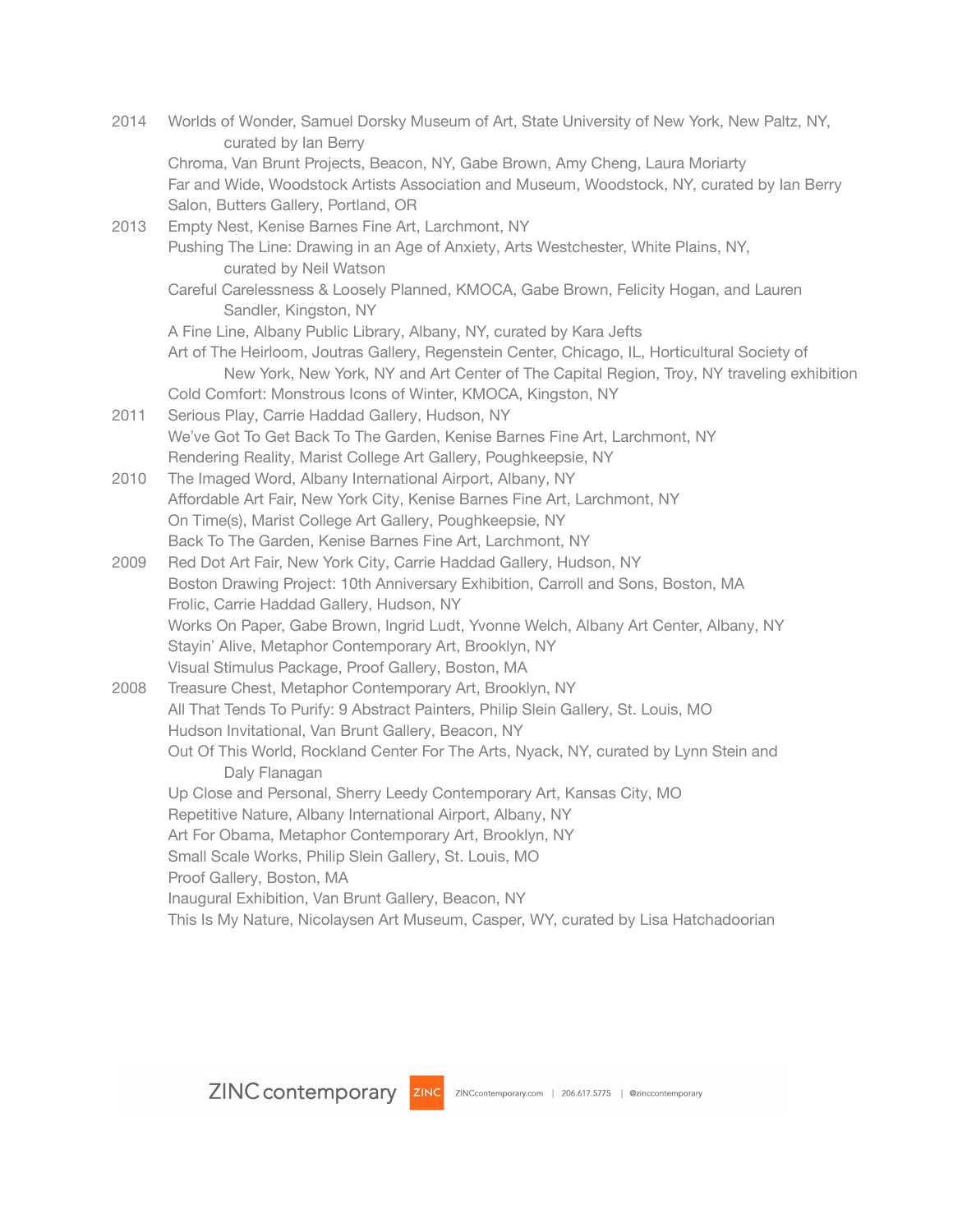2014 Worlds of Wonder, Samuel Dorsky Museum of Art, State University of New York, New Paltz, NY, curated by Ian Berry
Chroma, Van Brunt Projects, Beacon, NY, Gabe Brown, Amy Cheng, Laura Moriarty
Far and Wide, Woodstock Artists Association and Museum, Woodstock, NY, curated by Ian Berry
Salon, Butters Gallery, Portland, OR

2013 Empty Nest, Kenise Barnes Fine Art, Larchmont, NY
Pushing The Line: Drawing in an Age of Anxiety, Arts Westchester, White Plains, NY, curated by Neil Watson
Careful Carelessness & Loosely Planned, KMOCA, Gabe Brown, Felicity Hogan, and Lauren Sandler, Kingston, NY
A Fine Line, Albany Public Library, Albany, NY, curated by Kara Jefts
Art of The Heirloom, Joutras Gallery, Regenstein Center, Chicago, IL, Horticultural Society of New York, New York, NY and Art Center of The Capital Region, Troy, NY traveling exhibition
Cold Comfort: Monstrous Icons of Winter, KMOCA, Kingston, NY

2011 Serious Play, Carrie Haddad Gallery, Hudson, NY
We've Got To Get Back To The Garden, Kenise Barnes Fine Art, Larchmont, NY
Rendering Reality, Marist College Art Gallery, Poughkeepsie, NY

2010 The Imaged Word, Albany International Airport, Albany, NY
Affordable Art Fair, New York City, Kenise Barnes Fine Art, Larchmont, NY
On Time(s), Marist College Art Gallery, Poughkeepsie, NY
Back To The Garden, Kenise Barnes Fine Art, Larchmont, NY

2009 Red Dot Art Fair, New York City, Carrie Haddad Gallery, Hudson, NY
Boston Drawing Project: 10th Anniversary Exhibition, Carroll and Sons, Boston, MA
Frolic, Carrie Haddad Gallery, Hudson, NY
Works On Paper, Gabe Brown, Ingrid Ludt, Yvonne Welch, Albany Art Center, Albany, NY
Stayin' Alive, Metaphor Contemporary Art, Brooklyn, NY
Visual Stimulus Package, Proof Gallery, Boston, MA

2008 Treasure Chest, Metaphor Contemporary Art, Brooklyn, NY
All That Tends To Purify: 9 Abstract Painters, Philip Slein Gallery, St. Louis, MO
Hudson Invitational, Van Brunt Gallery, Beacon, NY
Out Of This World, Rockland Center For The Arts, Nyack, NY, curated by Lynn Stein and Daly Flanagan
Up Close and Personal, Sherry Leedy Contemporary Art, Kansas City, MO
Repetitive Nature, Albany International Airport, Albany, NY
Art For Obama, Metaphor Contemporary Art, Brooklyn, NY
Small Scale Works, Philip Slein Gallery, St. Louis, MO
Proof Gallery, Boston, MA
Inaugural Exhibition, Van Brunt Gallery, Beacon, NY
This Is My Nature, Nicolaysen Art Museum, Casper, WY, curated by Lisa Hatchadoorian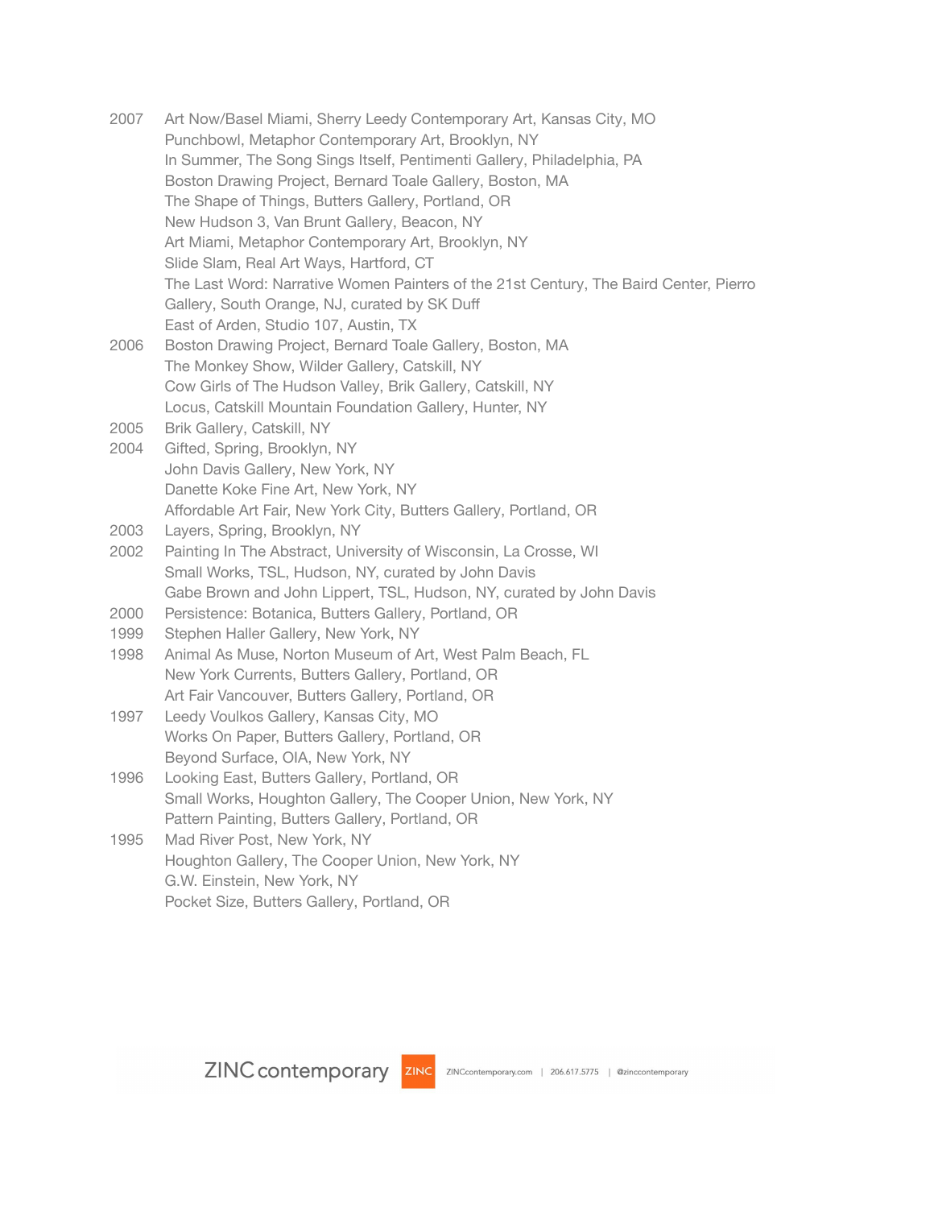2007 Art Now/Basel Miami, Sherry Leedy Contemporary Art, Kansas City, MO
Punchbowl, Metaphor Contemporary Art, Brooklyn, NY
In Summer, The Song Sings Itself, Pentimenti Gallery, Philadelphia, PA
Boston Drawing Project, Bernard Toale Gallery, Boston, MA
The Shape of Things, Butters Gallery, Portland, OR
New Hudson 3, Van Brunt Gallery, Beacon, NY
Art Miami, Metaphor Contemporary Art, Brooklyn, NY
Slide Slam, Real Art Ways, Hartford, CT
The Last Word: Narrative Women Painters of the 21st Century, The Baird Center, Pierro Gallery, South Orange, NJ, curated by SK Duff
East of Arden, Studio 107, Austin, TX

2006 Boston Drawing Project, Bernard Toale Gallery, Boston, MA
The Monkey Show, Wilder Gallery, Catskill, NY
Cow Girls of The Hudson Valley, Brik Gallery, Catskill, NY
Locus, Catskill Mountain Foundation Gallery, Hunter, NY

2005 Brik Gallery, Catskill, NY

2004 Gifted, Spring, Brooklyn, NY
John Davis Gallery, New York, NY
Danette Koke Fine Art, New York, NY
Affordable Art Fair, New York City, Butters Gallery, Portland, OR

2003 Layers, Spring, Brooklyn, NY

2002 Painting In The Abstract, University of Wisconsin, La Crosse, WI
Small Works, TSL, Hudson, NY, curated by John Davis
Gabe Brown and John Lippert, TSL, Hudson, NY, curated by John Davis

2000 Persistence: Botanica, Butters Gallery, Portland, OR

1999 Stephen Haller Gallery, New York, NY

1998 Animal As Muse, Norton Museum of Art, West Palm Beach, FL
New York Currents, Butters Gallery, Portland, OR
Art Fair Vancouver, Butters Gallery, Portland, OR

1997 Leedy Voulkos Gallery, Kansas City, MO
Works On Paper, Butters Gallery, Portland, OR
Beyond Surface, OIA, New York, NY

1996 Looking East, Butters Gallery, Portland, OR
Small Works, Houghton Gallery, The Cooper Union, New York, NY
Pattern Painting, Butters Gallery, Portland, OR

1995 Mad River Post, New York, NY
Houghton Gallery, The Cooper Union, New York, NY
G.W. Einstein, New York, NY
Pocket Size, Butters Gallery, Portland, OR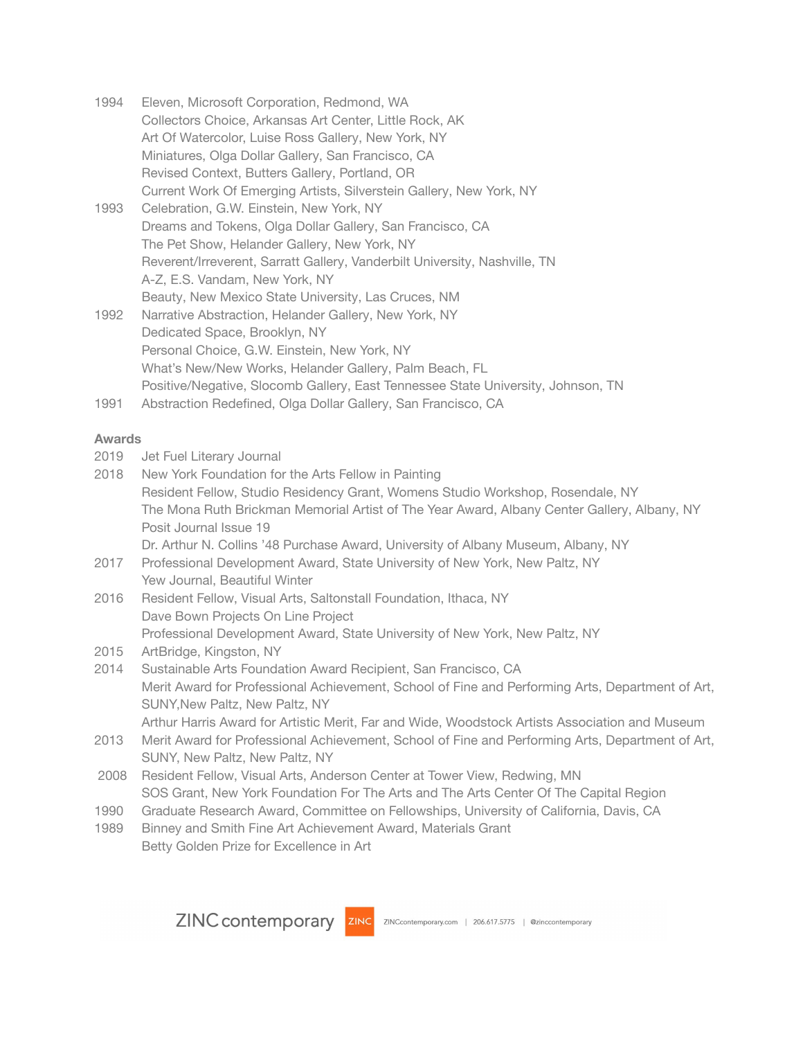1994 Eleven, Microsoft Corporation, Redmond, WA
Collectors Choice, Arkansas Art Center, Little Rock, AK
Art Of Watercolor, Luise Ross Gallery, New York, NY
Miniatures, Olga Dollar Gallery, San Francisco, CA
Revised Context, Butters Gallery, Portland, OR
Current Work Of Emerging Artists, Silverstein Gallery, New York, NY

1993 Celebration, G.W. Einstein, New York, NY
Dreams and Tokens, Olga Dollar Gallery, San Francisco, CA
The Pet Show, Helander Gallery, New York, NY
Reverent/Irreverent, Sarratt Gallery, Vanderbilt University, Nashville, TN
A-Z, E.S. Vandam, New York, NY
Beauty, New Mexico State University, Las Cruces, NM

1992 Narrative Abstraction, Helander Gallery, New York, NY
Dedicated Space, Brooklyn, NY
Personal Choice, G.W. Einstein, New York, NY
What's New/New Works, Helander Gallery, Palm Beach, FL
Positive/Negative, Slocomb Gallery, East Tennessee State University, Johnson, TN

1991 Abstraction Redefined, Olga Dollar Gallery, San Francisco, CA

## Awards

2019 Jet Fuel Literary Journal

2018 New York Foundation for the Arts Fellow in Painting
Resident Fellow, Studio Residency Grant, Womens Studio Workshop, Rosendale, NY
The Mona Ruth Brickman Memorial Artist of The Year Award, Albany Center Gallery, Albany, NY
Posit Journal Issue 19
Dr. Arthur N. Collins '48 Purchase Award, University of Albany Museum, Albany, NY

2017 Professional Development Award, State University of New York, New Paltz, NY
Yew Journal, Beautiful Winter

2016 Resident Fellow, Visual Arts, Saltonstall Foundation, Ithaca, NY
Dave Bown Projects On Line Project
Professional Development Award, State University of New York, New Paltz, NY

2015 ArtBridge, Kingston, NY

2014 Sustainable Arts Foundation Award Recipient, San Francisco, CA
Merit Award for Professional Achievement, School of Fine and Performing Arts, Department of Art, SUNY,New Paltz, New Paltz, NY
Arthur Harris Award for Artistic Merit, Far and Wide, Woodstock Artists Association and Museum

2013 Merit Award for Professional Achievement, School of Fine and Performing Arts, Department of Art, SUNY, New Paltz, New Paltz, NY

2008 Resident Fellow, Visual Arts, Anderson Center at Tower View, Redwing, MN
SOS Grant, New York Foundation For The Arts and The Arts Center Of The Capital Region

1990 Graduate Research Award, Committee on Fellowships, University of California, Davis, CA

1989 Binney and Smith Fine Art Achievement Award, Materials Grant
Betty Golden Prize for Excellence in Art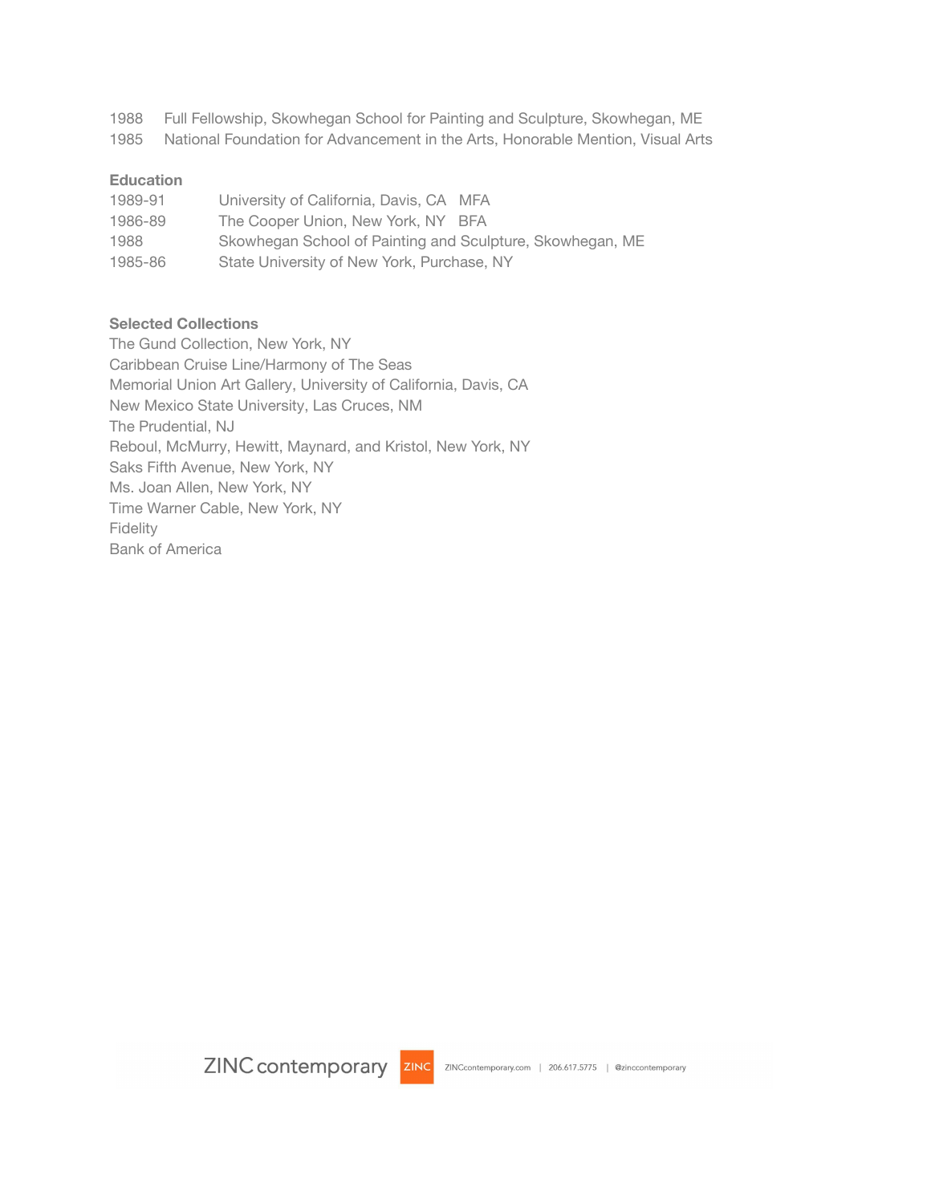1988 Full Fellowship, Skowhegan School for Painting and Sculpture, Skowhegan, ME
1985 National Foundation for Advancement in the Arts, Honorable Mention, Visual Arts

**Education**

1989-91 University of California, Davis, CA MFA
1986-89 The Cooper Union, New York, NY BFA
1988 Skowhegan School of Painting and Sculpture, Skowhegan, ME
1985-86 State University of New York, Purchase, NY

**Selected Collections**

The Gund Collection, New York, NY
Caribbean Cruise Line/Harmony of The Seas
Memorial Union Art Gallery, University of California, Davis, CA
New Mexico State University, Las Cruces, NM
The Prudential, NJ
Reboul, McMurry, Hewitt, Maynard, and Kristol, New York, NY
Saks Fifth Avenue, New York, NY
Ms. Joan Allen, New York, NY
Time Warner Cable, New York, NY
Fidelity
Bank of America